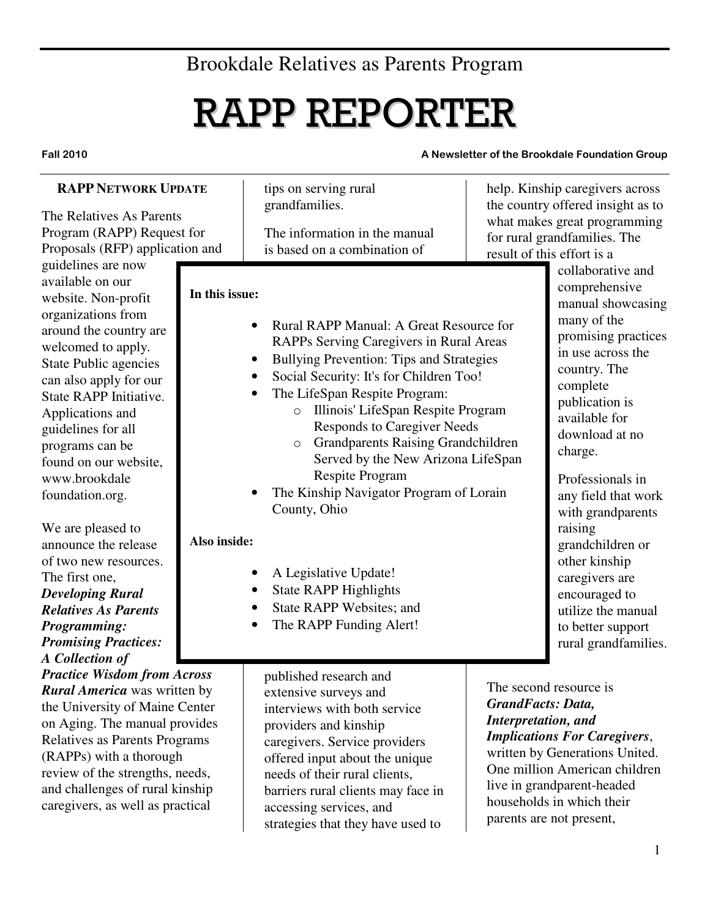Brookdale Relatives as Parents Program

# RAPP REPORTER

**Fall 2010** | **A Newsletter of the Brookdale Foundation Group**

**In this issue:**

- Rural RAPP Manual: A Great Resource for RAPPs Serving Caregivers in Rural Areas
- Bullying Prevention: Tips and Strategies
- Social Security: It's for Children Too!
- The LifeSpan Respite Program:
  - Illinois' LifeSpan Respite Program Responds to Caregiver Needs
  - Grandparents Raising Grandchildren Served by the New Arizona LifeSpan Respite Program
- The Kinship Navigator Program of Lorain County, Ohio

**Also inside:**

- A Legislative Update!
- State RAPP Highlights
- State RAPP Websites; and
- The RAPP Funding Alert!

## RAPP Network Update

The Relatives As Parents Program (RAPP) Request for Proposals (RFP) application and guidelines are now available on our website. Non-profit organizations from around the country are welcomed to apply. State Public agencies can also apply for our State RAPP Initiative. Applications and guidelines for all programs can be found on our website, www.brookdale foundation.org.

We are pleased to announce the release of two new resources. The first one, ***Developing Rural Relatives As Parents Programming: Promising Practices: A Collection of Practice Wisdom from Across Rural America*** was written by the University of Maine Center on Aging. The manual provides Relatives as Parents Programs (RAPPs) with a thorough review of the strengths, needs, and challenges of rural kinship caregivers, as well as practical tips on serving rural grandfamilies.

The information in the manual is based on a combination of published research and extensive surveys and interviews with both service providers and kinship caregivers. Service providers offered input about the unique needs of their rural clients, barriers rural clients may face in accessing services, and strategies that they have used to help. Kinship caregivers across the country offered insight as to what makes great programming for rural grandfamilies. The result of this effort is a collaborative and comprehensive manual showcasing many of the promising practices in use across the country. The complete publication is available for download at no charge.

Professionals in any field that work with grandparents raising grandchildren or other kinship caregivers are encouraged to utilize the manual to better support rural grandfamilies.

The second resource is ***GrandFacts: Data, Interpretation, and Implications For Caregivers***, written by Generations United. One million American children live in grandparent-headed households in which their parents are not present,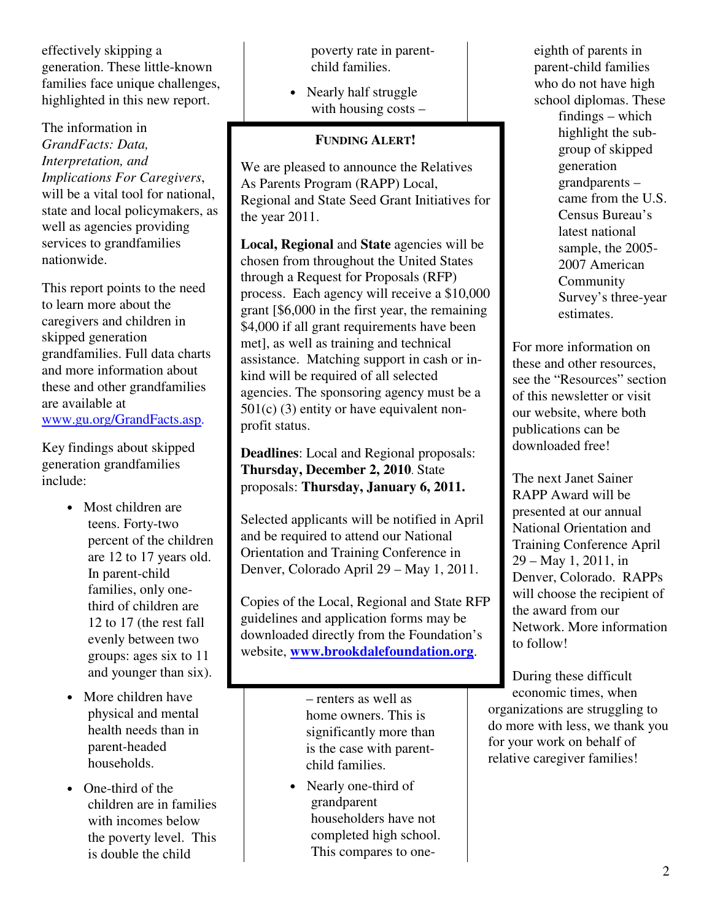effectively skipping a generation. These little-known families face unique challenges, highlighted in this new report.

The information in *GrandFacts: Data, Interpretation, and Implications For Caregivers*, will be a vital tool for national, state and local policymakers, as well as agencies providing services to grandfamilies nationwide.

This report points to the need to learn more about the caregivers and children in skipped generation grandfamilies. Full data charts and more information about these and other grandfamilies are available at www.gu.org/GrandFacts.asp.

Key findings about skipped generation grandfamilies include:

- Most children are teens. Forty-two percent of the children are 12 to 17 years old. In parent-child families, only one-third of children are 12 to 17 (the rest fall evenly between two groups: ages six to 11 and younger than six).
- More children have physical and mental health needs than in parent-headed households.
- One-third of the children are in families with incomes below the poverty level. This is double the child poverty rate in parent-child families.
- Nearly half struggle with housing costs – renters as well as home owners. This is significantly more than is the case with parent-child families.
- Nearly one-third of grandparent householders have not completed high school. This compares to one-eighth of parents in parent-child families who do not have high school diplomas. These findings – which highlight the sub-group of skipped generation grandparents – came from the U.S. Census Bureau's latest national sample, the 2005-2007 American Community Survey's three-year estimates.

For more information on these and other resources, see the "Resources" section of this newsletter or visit our website, where both publications can be downloaded free!

The next Janet Sainer RAPP Award will be presented at our annual National Orientation and Training Conference April 29 – May 1, 2011, in Denver, Colorado. RAPPs will choose the recipient of the award from our Network. More information to follow!

During these difficult economic times, when organizations are struggling to do more with less, we thank you for your work on behalf of relative caregiver families!

---

## FUNDING ALERT!

We are pleased to announce the Relatives As Parents Program (RAPP) Local, Regional and State Seed Grant Initiatives for the year 2011.

**Local, Regional** and **State** agencies will be chosen from throughout the United States through a Request for Proposals (RFP) process. Each agency will receive a $10,000 grant [$6,000 in the first year, the remaining $4,000 if all grant requirements have been met], as well as training and technical assistance. Matching support in cash or in-kind will be required of all selected agencies. The sponsoring agency must be a 501(c) (3) entity or have equivalent non-profit status.

**Deadlines**: Local and Regional proposals: **Thursday, December 2, 2010**. State proposals: **Thursday, January 6, 2011.**

Selected applicants will be notified in April and be required to attend our National Orientation and Training Conference in Denver, Colorado April 29 – May 1, 2011.

Copies of the Local, Regional and State RFP guidelines and application forms may be downloaded directly from the Foundation's website, **www.brookdalefoundation.org**.

---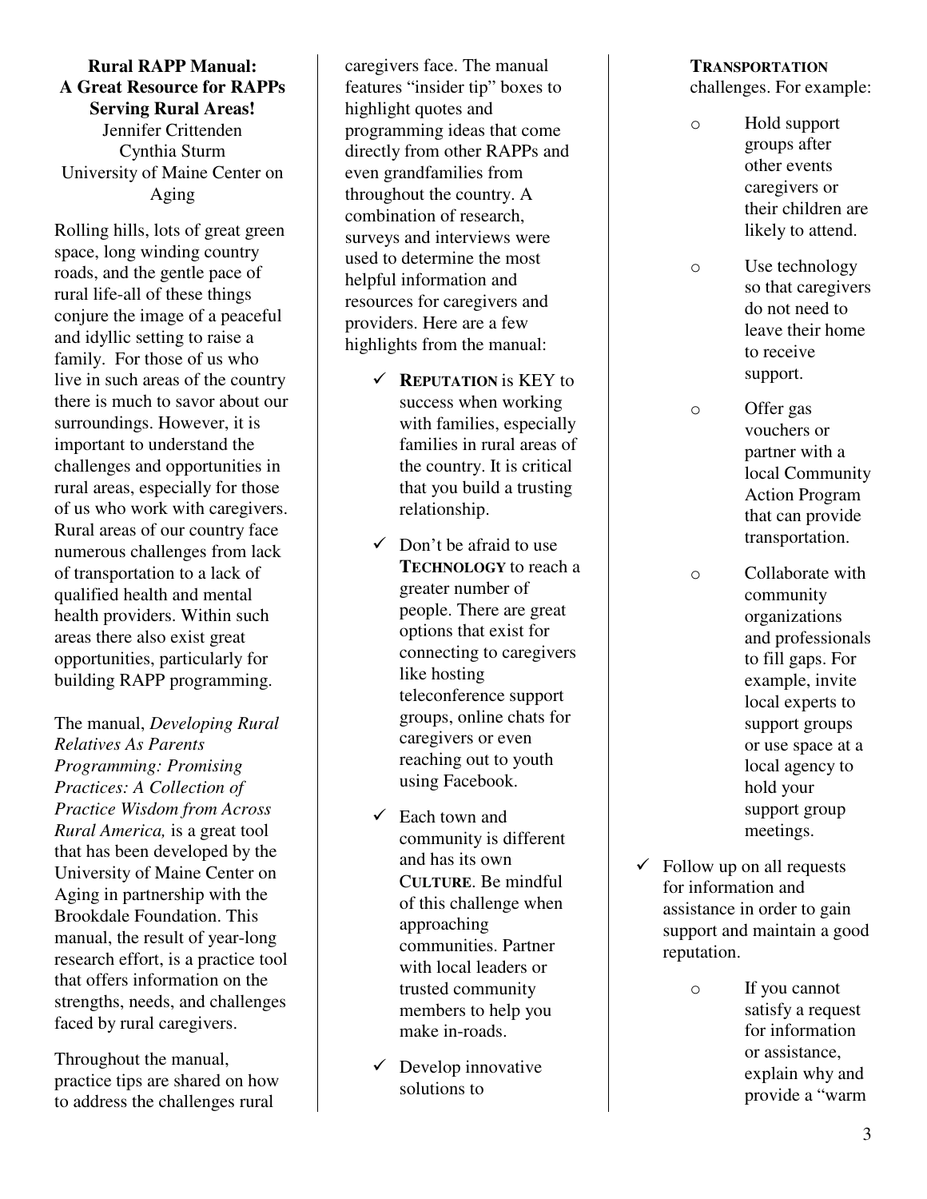**Rural RAPP Manual: A Great Resource for RAPPs Serving Rural Areas!**

Jennifer Crittenden
Cynthia Sturm
University of Maine Center on Aging

Rolling hills, lots of great green space, long winding country roads, and the gentle pace of rural life-all of these things conjure the image of a peaceful and idyllic setting to raise a family. For those of us who live in such areas of the country there is much to savor about our surroundings. However, it is important to understand the challenges and opportunities in rural areas, especially for those of us who work with caregivers. Rural areas of our country face numerous challenges from lack of transportation to a lack of qualified health and mental health providers. Within such areas there also exist great opportunities, particularly for building RAPP programming.

The manual, *Developing Rural Relatives As Parents Programming: Promising Practices: A Collection of Practice Wisdom from Across Rural America,* is a great tool that has been developed by the University of Maine Center on Aging in partnership with the Brookdale Foundation. This manual, the result of year-long research effort, is a practice tool that offers information on the strengths, needs, and challenges faced by rural caregivers.

Throughout the manual, practice tips are shared on how to address the challenges rural caregivers face. The manual features "insider tip" boxes to highlight quotes and programming ideas that come directly from other RAPPs and even grandfamilies from throughout the country. A combination of research, surveys and interviews were used to determine the most helpful information and resources for caregivers and providers. Here are a few highlights from the manual:

- ✓ **REPUTATION** is KEY to success when working with families, especially families in rural areas of the country. It is critical that you build a trusting relationship.
- ✓ Don't be afraid to use **TECHNOLOGY** to reach a greater number of people. There are great options that exist for connecting to caregivers like hosting teleconference support groups, online chats for caregivers or even reaching out to youth using Facebook.
- ✓ Each town and community is different and has its own **CULTURE**. Be mindful of this challenge when approaching communities. Partner with local leaders or trusted community members to help you make in-roads.
- ✓ Develop innovative solutions to **TRANSPORTATION** challenges. For example:
  - Hold support groups after other events caregivers or their children are likely to attend.
  - Use technology so that caregivers do not need to leave their home to receive support.
  - Offer gas vouchers or partner with a local Community Action Program that can provide transportation.
  - Collaborate with community organizations and professionals to fill gaps. For example, invite local experts to support groups or use space at a local agency to hold your support group meetings.
- ✓ Follow up on all requests for information and assistance in order to gain support and maintain a good reputation.
  - If you cannot satisfy a request for information or assistance, explain why and provide a "warm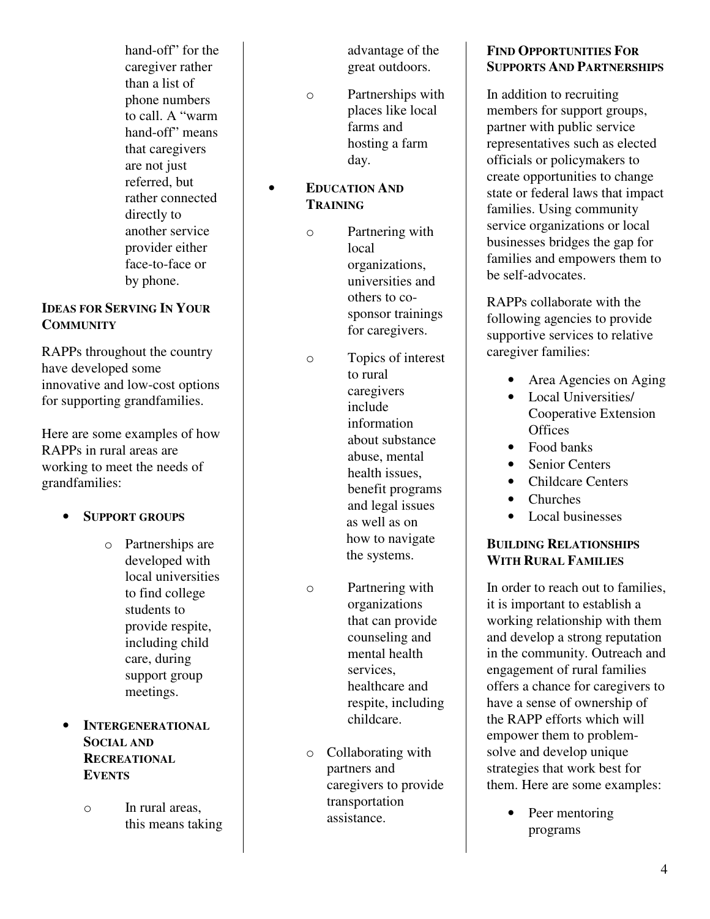hand-off" for the caregiver rather than a list of phone numbers to call. A "warm hand-off" means that caregivers are not just referred, but rather connected directly to another service provider either face-to-face or by phone.

### Ideas for Serving In Your Community

RAPPs throughout the country have developed some innovative and low-cost options for supporting grandfamilies.

Here are some examples of how RAPPs in rural areas are working to meet the needs of grandfamilies:

- **Support groups**
  - Partnerships are developed with local universities to find college students to provide respite, including child care, during support group meetings.
- **Intergenerational Social and Recreational Events**
  - In rural areas, this means taking advantage of the great outdoors.
  - Partnerships with places like local farms and hosting a farm day.
- **Education And Training**
  - Partnering with local organizations, universities and others to co-sponsor trainings for caregivers.
  - Topics of interest to rural caregivers include information about substance abuse, mental health issues, benefit programs and legal issues as well as on how to navigate the systems.
  - Partnering with organizations that can provide counseling and mental health services, healthcare and respite, including childcare.
  - Collaborating with partners and caregivers to provide transportation assistance.

### Find Opportunities For Supports And Partnerships

In addition to recruiting members for support groups, partner with public service representatives such as elected officials or policymakers to create opportunities to change state or federal laws that impact families. Using community service organizations or local businesses bridges the gap for families and empowers them to be self-advocates.

RAPPs collaborate with the following agencies to provide supportive services to relative caregiver families:

- Area Agencies on Aging
- Local Universities/ Cooperative Extension Offices
- Food banks
- Senior Centers
- Childcare Centers
- Churches
- Local businesses

### Building Relationships With Rural Families

In order to reach out to families, it is important to establish a working relationship with them and develop a strong reputation in the community. Outreach and engagement of rural families offers a chance for caregivers to have a sense of ownership of the RAPP efforts which will empower them to problem-solve and develop unique strategies that work best for them. Here are some examples:

- Peer mentoring programs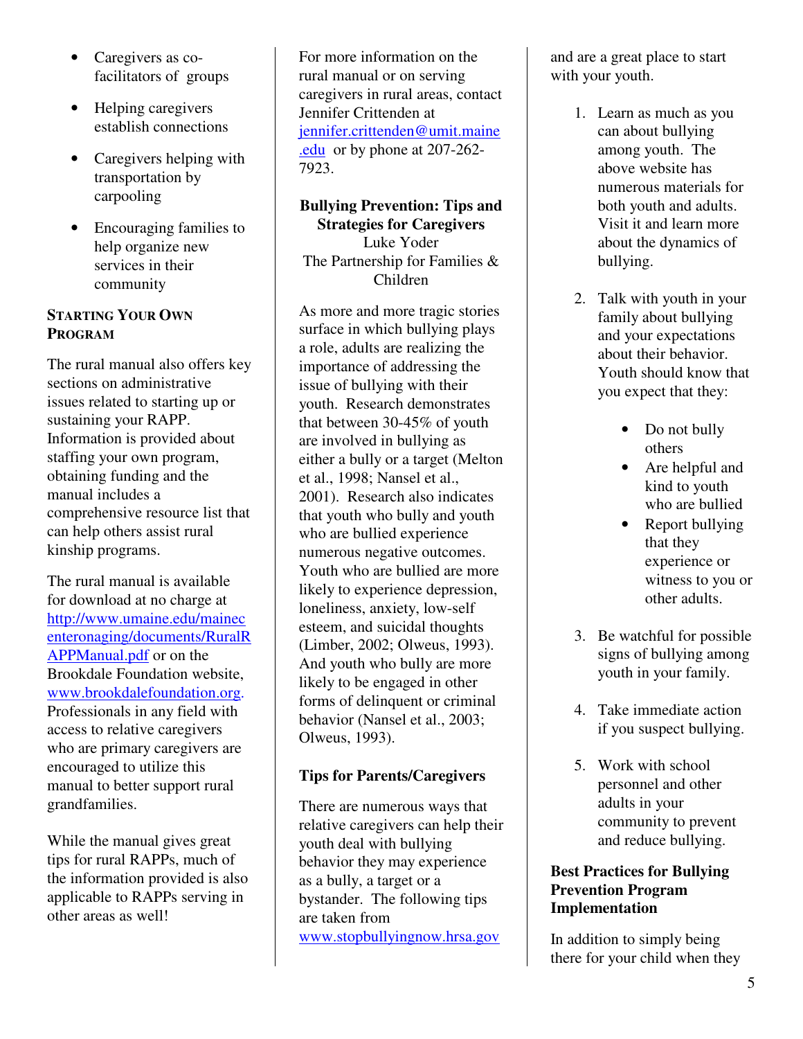- Caregivers as co-facilitators of groups
- Helping caregivers establish connections
- Caregivers helping with transportation by carpooling
- Encouraging families to help organize new services in their community

### Starting Your Own Program

The rural manual also offers key sections on administrative issues related to starting up or sustaining your RAPP. Information is provided about staffing your own program, obtaining funding and the manual includes a comprehensive resource list that can help others assist rural kinship programs.

The rural manual is available for download at no charge at http://www.umaine.edu/mainecenteronaging/documents/RuralRAPPManual.pdf or on the Brookdale Foundation website, www.brookdalefoundation.org. Professionals in any field with access to relative caregivers who are primary caregivers are encouraged to utilize this manual to better support rural grandfamilies.

While the manual gives great tips for rural RAPPs, much of the information provided is also applicable to RAPPs serving in other areas as well!

For more information on the rural manual or on serving caregivers in rural areas, contact Jennifer Crittenden at jennifer.crittenden@umit.maine.edu or by phone at 207-262-7923.

## Bullying Prevention: Tips and Strategies for Caregivers

Luke Yoder
The Partnership for Families & Children

As more and more tragic stories surface in which bullying plays a role, adults are realizing the importance of addressing the issue of bullying with their youth. Research demonstrates that between 30-45% of youth are involved in bullying as either a bully or a target (Melton et al., 1998; Nansel et al., 2001). Research also indicates that youth who bully and youth who are bullied experience numerous negative outcomes. Youth who are bullied are more likely to experience depression, loneliness, anxiety, low-self esteem, and suicidal thoughts (Limber, 2002; Olweus, 1993). And youth who bully are more likely to be engaged in other forms of delinquent or criminal behavior (Nansel et al., 2003; Olweus, 1993).

### Tips for Parents/Caregivers

There are numerous ways that relative caregivers can help their youth deal with bullying behavior they may experience as a bully, a target or a bystander. The following tips are taken from www.stopbullyingnow.hrsa.gov and are a great place to start with your youth.

1. Learn as much as you can about bullying among youth. The above website has numerous materials for both youth and adults. Visit it and learn more about the dynamics of bullying.
2. Talk with youth in your family about bullying and your expectations about their behavior. Youth should know that you expect that they:
   - Do not bully others
   - Are helpful and kind to youth who are bullied
   - Report bullying that they experience or witness to you or other adults.
3. Be watchful for possible signs of bullying among youth in your family.
4. Take immediate action if you suspect bullying.
5. Work with school personnel and other adults in your community to prevent and reduce bullying.

### Best Practices for Bullying Prevention Program Implementation

In addition to simply being there for your child when they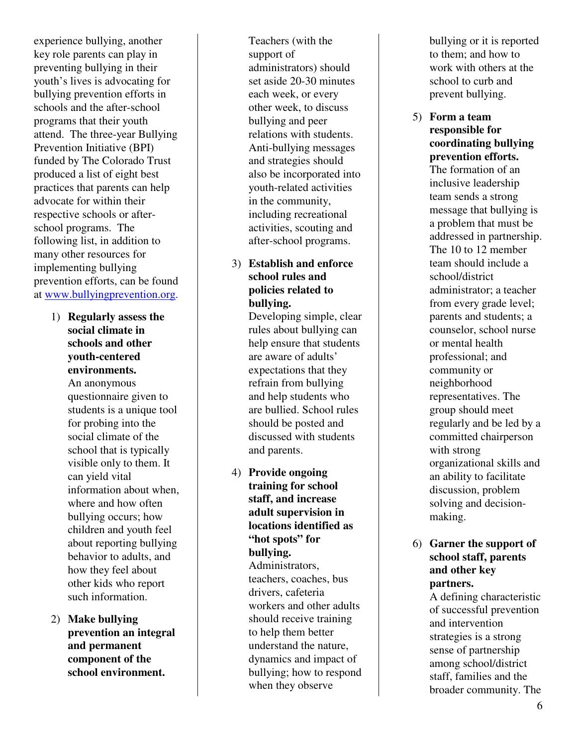experience bullying, another key role parents can play in preventing bullying in their youth's lives is advocating for bullying prevention efforts in schools and the after-school programs that their youth attend. The three-year Bullying Prevention Initiative (BPI) funded by The Colorado Trust produced a list of eight best practices that parents can help advocate for within their respective schools or after-school programs. The following list, in addition to many other resources for implementing bullying prevention efforts, can be found at [www.bullyingprevention.org](http://www.bullyingprevention.org).

1) **Regularly assess the social climate in schools and other youth-centered environments.** An anonymous questionnaire given to students is a unique tool for probing into the social climate of the school that is typically visible only to them. It can yield vital information about when, where and how often bullying occurs; how children and youth feel about reporting bullying behavior to adults, and how they feel about other kids who report such information.

2) **Make bullying prevention an integral and permanent component of the school environment.** Teachers (with the support of administrators) should set aside 20-30 minutes each week, or every other week, to discuss bullying and peer relations with students. Anti-bullying messages and strategies should also be incorporated into youth-related activities in the community, including recreational activities, scouting and after-school programs.

3) **Establish and enforce school rules and policies related to bullying.** Developing simple, clear rules about bullying can help ensure that students are aware of adults' expectations that they refrain from bullying and help students who are bullied. School rules should be posted and discussed with students and parents.

4) **Provide ongoing training for school staff, and increase adult supervision in locations identified as "hot spots" for bullying.** Administrators, teachers, coaches, bus drivers, cafeteria workers and other adults should receive training to help them better understand the nature, dynamics and impact of bullying; how to respond when they observe bullying or it is reported to them; and how to work with others at the school to curb and prevent bullying.

5) **Form a team responsible for coordinating bullying prevention efforts.** The formation of an inclusive leadership team sends a strong message that bullying is a problem that must be addressed in partnership. The 10 to 12 member team should include a school/district administrator; a teacher from every grade level; parents and students; a counselor, school nurse or mental health professional; and community or neighborhood representatives. The group should meet regularly and be led by a committed chairperson with strong organizational skills and an ability to facilitate discussion, problem solving and decision-making.

6) **Garner the support of school staff, parents and other key partners.** A defining characteristic of successful prevention and intervention strategies is a strong sense of partnership among school/district staff, families and the broader community. The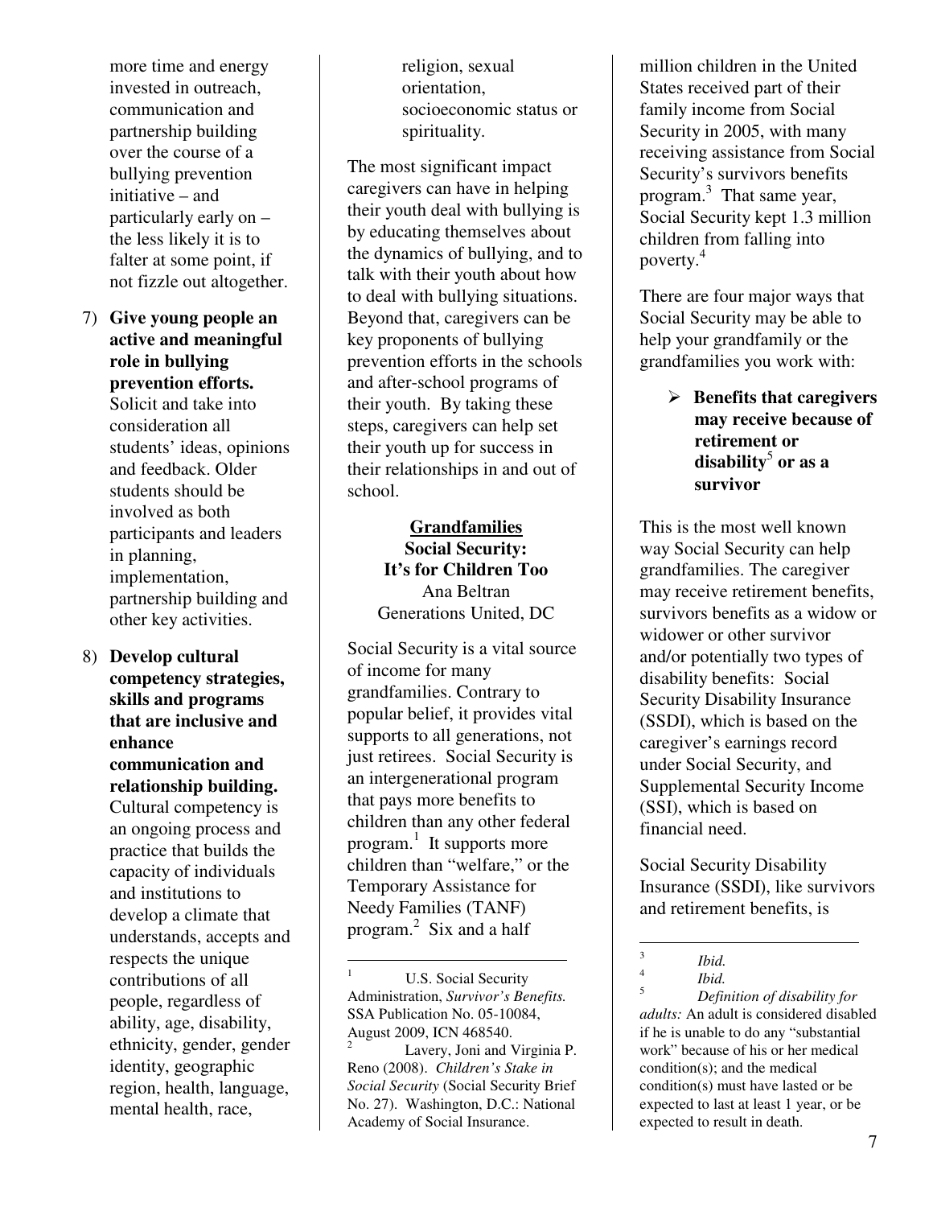more time and energy invested in outreach, communication and partnership building over the course of a bullying prevention initiative – and particularly early on – the less likely it is to falter at some point, if not fizzle out altogether.

7) **Give young people an active and meaningful role in bullying prevention efforts.** Solicit and take into consideration all students' ideas, opinions and feedback. Older students should be involved as both participants and leaders in planning, implementation, partnership building and other key activities.

8) **Develop cultural competency strategies, skills and programs that are inclusive and enhance communication and relationship building.** Cultural competency is an ongoing process and practice that builds the capacity of individuals and institutions to develop a climate that understands, accepts and respects the unique contributions of all people, regardless of ability, age, disability, ethnicity, gender, gender identity, geographic region, health, language, mental health, race, religion, sexual orientation, socioeconomic status or spirituality.

The most significant impact caregivers can have in helping their youth deal with bullying is by educating themselves about the dynamics of bullying, and to talk with their youth about how to deal with bullying situations. Beyond that, caregivers can be key proponents of bullying prevention efforts in the schools and after-school programs of their youth. By taking these steps, caregivers can help set their youth up for success in their relationships in and out of school.

## Grandfamilies
## Social Security: It's for Children Too

Ana Beltran
Generations United, DC

Social Security is a vital source of income for many grandfamilies. Contrary to popular belief, it provides vital supports to all generations, not just retirees. Social Security is an intergenerational program that pays more benefits to children than any other federal program.[1] It supports more children than "welfare," or the Temporary Assistance for Needy Families (TANF) program.[2] Six and a half million children in the United States received part of their family income from Social Security in 2005, with many receiving assistance from Social Security's survivors benefits program.[3] That same year, Social Security kept 1.3 million children from falling into poverty.[4]

There are four major ways that Social Security may be able to help your grandfamily or the grandfamilies you work with:

- **Benefits that caregivers may receive because of retirement or disability[5] or as a survivor**

This is the most well known way Social Security can help grandfamilies. The caregiver may receive retirement benefits, survivors benefits as a widow or widower or other survivor and/or potentially two types of disability benefits: Social Security Disability Insurance (SSDI), which is based on the caregiver's earnings record under Social Security, and Supplemental Security Income (SSI), which is based on financial need.

Social Security Disability Insurance (SSDI), like survivors and retirement benefits, is

---

[1] U.S. Social Security Administration, *Survivor's Benefits.* SSA Publication No. 05-10084, August 2009, ICN 468540.

[2] Lavery, Joni and Virginia P. Reno (2008). *Children's Stake in Social Security* (Social Security Brief No. 27). Washington, D.C.: National Academy of Social Insurance.

[3] *Ibid.*

[4] *Ibid.*

[5] *Definition of disability for adults:* An adult is considered disabled if he is unable to do any "substantial work" because of his or her medical condition(s); and the medical condition(s) must have lasted or be expected to last at least 1 year, or be expected to result in death.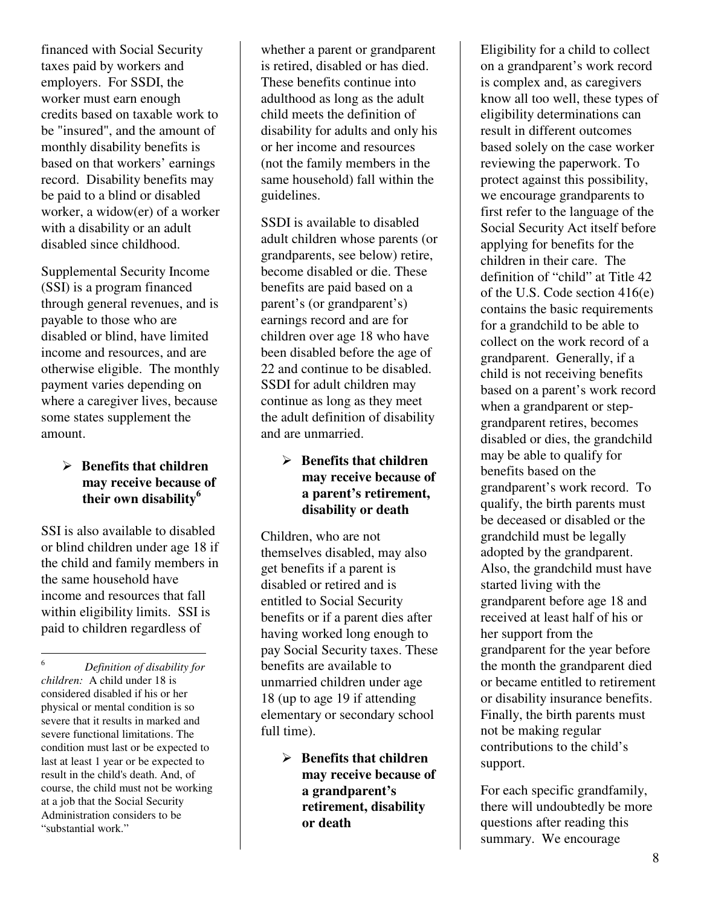financed with Social Security taxes paid by workers and employers. For SSDI, the worker must earn enough credits based on taxable work to be "insured", and the amount of monthly disability benefits is based on that workers' earnings record. Disability benefits may be paid to a blind or disabled worker, a widow(er) of a worker with a disability or an adult disabled since childhood.

Supplemental Security Income (SSI) is a program financed through general revenues, and is payable to those who are disabled or blind, have limited income and resources, and are otherwise eligible. The monthly payment varies depending on where a caregiver lives, because some states supplement the amount.

- **Benefits that children may receive because of their own disability[6]**

SSI is also available to disabled or blind children under age 18 if the child and family members in the same household have income and resources that fall within eligibility limits. SSI is paid to children regardless of whether a parent or grandparent is retired, disabled or has died. These benefits continue into adulthood as long as the adult child meets the definition of disability for adults and only his or her income and resources (not the family members in the same household) fall within the guidelines.

SSDI is available to disabled adult children whose parents (or grandparents, see below) retire, become disabled or die. These benefits are paid based on a parent's (or grandparent's) earnings record and are for children over age 18 who have been disabled before the age of 22 and continue to be disabled. SSDI for adult children may continue as long as they meet the adult definition of disability and are unmarried.

- **Benefits that children may receive because of a parent's retirement, disability or death**

Children, who are not themselves disabled, may also get benefits if a parent is disabled or retired and is entitled to Social Security benefits or if a parent dies after having worked long enough to pay Social Security taxes. These benefits are available to unmarried children under age 18 (up to age 19 if attending elementary or secondary school full time).

- **Benefits that children may receive because of a grandparent's retirement, disability or death**

Eligibility for a child to collect on a grandparent's work record is complex and, as caregivers know all too well, these types of eligibility determinations can result in different outcomes based solely on the case worker reviewing the paperwork. To protect against this possibility, we encourage grandparents to first refer to the language of the Social Security Act itself before applying for benefits for the children in their care. The definition of "child" at Title 42 of the U.S. Code section 416(e) contains the basic requirements for a grandchild to be able to collect on the work record of a grandparent. Generally, if a child is not receiving benefits based on a parent's work record when a grandparent or step-grandparent retires, becomes disabled or dies, the grandchild may be able to qualify for benefits based on the grandparent's work record. To qualify, the birth parents must be deceased or disabled or the grandchild must be legally adopted by the grandparent. Also, the grandchild must have started living with the grandparent before age 18 and received at least half of his or her support from the grandparent for the year before the month the grandparent died or became entitled to retirement or disability insurance benefits. Finally, the birth parents must not be making regular contributions to the child's support.

For each specific grandfamily, there will undoubtedly be more questions after reading this summary. We encourage

---

[6] *Definition of disability for children:* A child under 18 is considered disabled if his or her physical or mental condition is so severe that it results in marked and severe functional limitations. The condition must last or be expected to last at least 1 year or be expected to result in the child's death. And, of course, the child must not be working at a job that the Social Security Administration considers to be "substantial work."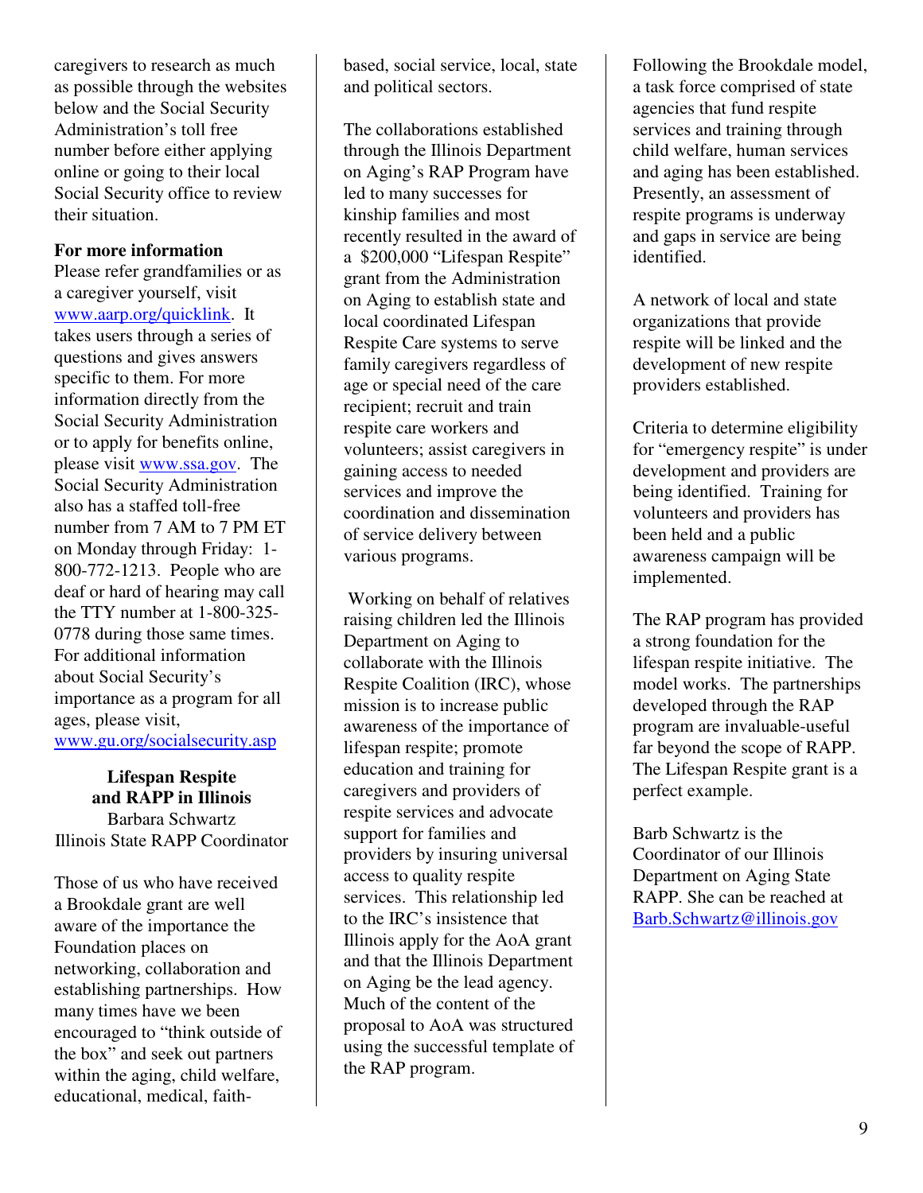caregivers to research as much as possible through the websites below and the Social Security Administration's toll free number before either applying online or going to their local Social Security office to review their situation.

**For more information**

Please refer grandfamilies or as a caregiver yourself, visit www.aarp.org/quicklink. It takes users through a series of questions and gives answers specific to them. For more information directly from the Social Security Administration or to apply for benefits online, please visit www.ssa.gov. The Social Security Administration also has a staffed toll-free number from 7 AM to 7 PM ET on Monday through Friday: 1-800-772-1213. People who are deaf or hard of hearing may call the TTY number at 1-800-325-0778 during those same times. For additional information about Social Security's importance as a program for all ages, please visit, www.gu.org/socialsecurity.asp

## Lifespan Respite and RAPP in Illinois

Barbara Schwartz
Illinois State RAPP Coordinator

Those of us who have received a Brookdale grant are well aware of the importance the Foundation places on networking, collaboration and establishing partnerships. How many times have we been encouraged to "think outside of the box" and seek out partners within the aging, child welfare, educational, medical, faith-based, social service, local, state and political sectors.

The collaborations established through the Illinois Department on Aging's RAP Program have led to many successes for kinship families and most recently resulted in the award of a $200,000 "Lifespan Respite" grant from the Administration on Aging to establish state and local coordinated Lifespan Respite Care systems to serve family caregivers regardless of age or special need of the care recipient; recruit and train respite care workers and volunteers; assist caregivers in gaining access to needed services and improve the coordination and dissemination of service delivery between various programs.

Working on behalf of relatives raising children led the Illinois Department on Aging to collaborate with the Illinois Respite Coalition (IRC), whose mission is to increase public awareness of the importance of lifespan respite; promote education and training for caregivers and providers of respite services and advocate support for families and providers by insuring universal access to quality respite services. This relationship led to the IRC's insistence that Illinois apply for the AoA grant and that the Illinois Department on Aging be the lead agency. Much of the content of the proposal to AoA was structured using the successful template of the RAP program.

Following the Brookdale model, a task force comprised of state agencies that fund respite services and training through child welfare, human services and aging has been established. Presently, an assessment of respite programs is underway and gaps in service are being identified.

A network of local and state organizations that provide respite will be linked and the development of new respite providers established.

Criteria to determine eligibility for "emergency respite" is under development and providers are being identified. Training for volunteers and providers has been held and a public awareness campaign will be implemented.

The RAP program has provided a strong foundation for the lifespan respite initiative. The model works. The partnerships developed through the RAP program are invaluable-useful far beyond the scope of RAPP. The Lifespan Respite grant is a perfect example.

Barb Schwartz is the Coordinator of our Illinois Department on Aging State RAPP. She can be reached at Barb.Schwartz@illinois.gov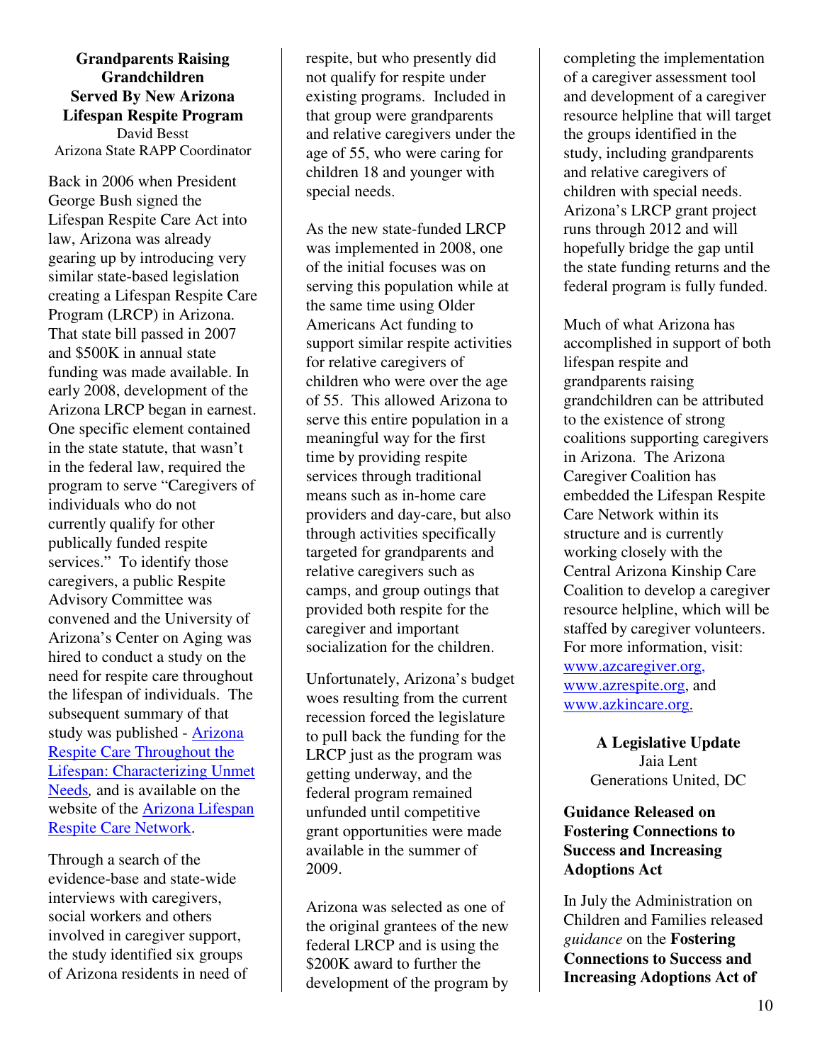## Grandparents Raising Grandchildren Served By New Arizona Lifespan Respite Program

David Besst
Arizona State RAPP Coordinator

Back in 2006 when President George Bush signed the Lifespan Respite Care Act into law, Arizona was already gearing up by introducing very similar state-based legislation creating a Lifespan Respite Care Program (LRCP) in Arizona. That state bill passed in 2007 and $500K in annual state funding was made available. In early 2008, development of the Arizona LRCP began in earnest. One specific element contained in the state statute, that wasn't in the federal law, required the program to serve "Caregivers of individuals who do not currently qualify for other publically funded respite services." To identify those caregivers, a public Respite Advisory Committee was convened and the University of Arizona's Center on Aging was hired to conduct a study on the need for respite care throughout the lifespan of individuals. The subsequent summary of that study was published - [Arizona Respite Care Throughout the Lifespan: Characterizing Unmet Needs](), and is available on the website of the [Arizona Lifespan Respite Care Network]().

Through a search of the evidence-base and state-wide interviews with caregivers, social workers and others involved in caregiver support, the study identified six groups of Arizona residents in need of respite, but who presently did not qualify for respite under existing programs. Included in that group were grandparents and relative caregivers under the age of 55, who were caring for children 18 and younger with special needs.

As the new state-funded LRCP was implemented in 2008, one of the initial focuses was on serving this population while at the same time using Older Americans Act funding to support similar respite activities for relative caregivers of children who were over the age of 55. This allowed Arizona to serve this entire population in a meaningful way for the first time by providing respite services through traditional means such as in-home care providers and day-care, but also through activities specifically targeted for grandparents and relative caregivers such as camps, and group outings that provided both respite for the caregiver and important socialization for the children.

Unfortunately, Arizona's budget woes resulting from the current recession forced the legislature to pull back the funding for the LRCP just as the program was getting underway, and the federal program remained unfunded until competitive grant opportunities were made available in the summer of 2009.

Arizona was selected as one of the original grantees of the new federal LRCP and is using the $200K award to further the development of the program by completing the implementation of a caregiver assessment tool and development of a caregiver resource helpline that will target the groups identified in the study, including grandparents and relative caregivers of children with special needs. Arizona's LRCP grant project runs through 2012 and will hopefully bridge the gap until the state funding returns and the federal program is fully funded.

Much of what Arizona has accomplished in support of both lifespan respite and grandparents raising grandchildren can be attributed to the existence of strong coalitions supporting caregivers in Arizona. The Arizona Caregiver Coalition has embedded the Lifespan Respite Care Network within its structure and is currently working closely with the Central Arizona Kinship Care Coalition to develop a caregiver resource helpline, which will be staffed by caregiver volunteers. For more information, visit: [www.azcaregiver.org](), [www.azrespite.org](), and [www.azkincare.org.]()

## A Legislative Update

Jaia Lent
Generations United, DC

### Guidance Released on Fostering Connections to Success and Increasing Adoptions Act

In July the Administration on Children and Families released *guidance* on the **Fostering Connections to Success and Increasing Adoptions Act of**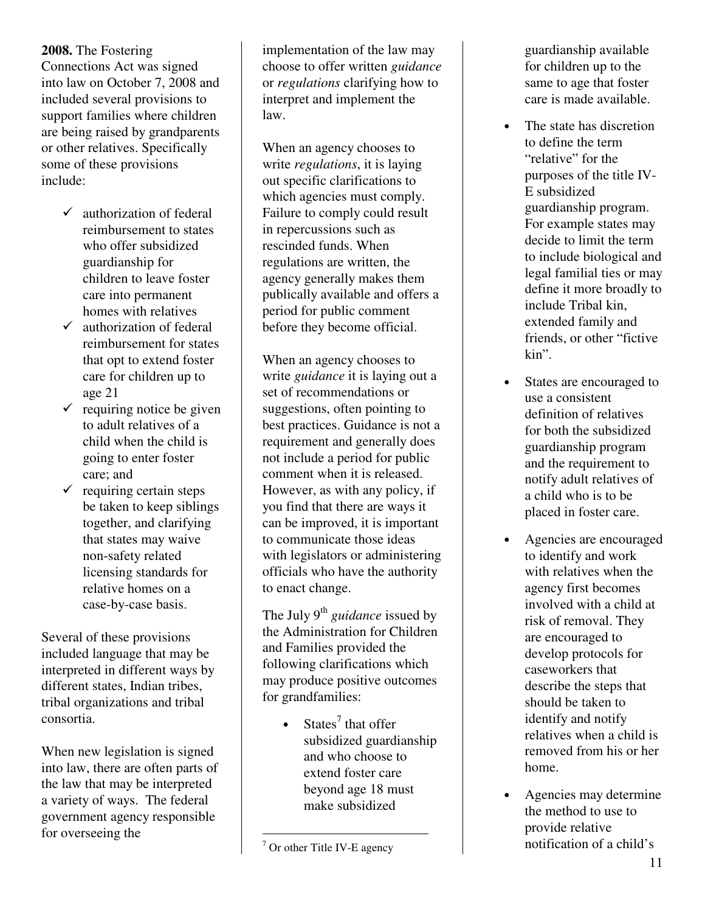**2008.** The Fostering Connections Act was signed into law on October 7, 2008 and included several provisions to support families where children are being raised by grandparents or other relatives. Specifically some of these provisions include:

- ✓ authorization of federal reimbursement to states who offer subsidized guardianship for children to leave foster care into permanent homes with relatives
- ✓ authorization of federal reimbursement for states that opt to extend foster care for children up to age 21
- ✓ requiring notice be given to adult relatives of a child when the child is going to enter foster care; and
- ✓ requiring certain steps be taken to keep siblings together, and clarifying that states may waive non-safety related licensing standards for relative homes on a case-by-case basis.

Several of these provisions included language that may be interpreted in different ways by different states, Indian tribes, tribal organizations and tribal consortia.

When new legislation is signed into law, there are often parts of the law that may be interpreted a variety of ways. The federal government agency responsible for overseeing the implementation of the law may choose to offer written *guidance* or *regulations* clarifying how to interpret and implement the law.

When an agency chooses to write *regulations*, it is laying out specific clarifications to which agencies must comply. Failure to comply could result in repercussions such as rescinded funds. When regulations are written, the agency generally makes them publically available and offers a period for public comment before they become official.

When an agency chooses to write *guidance* it is laying out a set of recommendations or suggestions, often pointing to best practices. Guidance is not a requirement and generally does not include a period for public comment when it is released. However, as with any policy, if you find that there are ways it can be improved, it is important to communicate those ideas with legislators or administering officials who have the authority to enact change.

The July 9th *guidance* issued by the Administration for Children and Families provided the following clarifications which may produce positive outcomes for grandfamilies:

- States[7] that offer subsidized guardianship and who choose to extend foster care beyond age 18 must make subsidized guardianship available for children up to the same to age that foster care is made available.
- The state has discretion to define the term "relative" for the purposes of the title IV-E subsidized guardianship program. For example states may decide to limit the term to include biological and legal familial ties or may define it more broadly to include Tribal kin, extended family and friends, or other "fictive kin".
- States are encouraged to use a consistent definition of relatives for both the subsidized guardianship program and the requirement to notify adult relatives of a child who is to be placed in foster care.
- Agencies are encouraged to identify and work with relatives when the agency first becomes involved with a child at risk of removal. They are encouraged to develop protocols for caseworkers that describe the steps that should be taken to identify and notify relatives when a child is removed from his or her home.
- Agencies may determine the method to use to provide relative notification of a child's

[7] Or other Title IV-E agency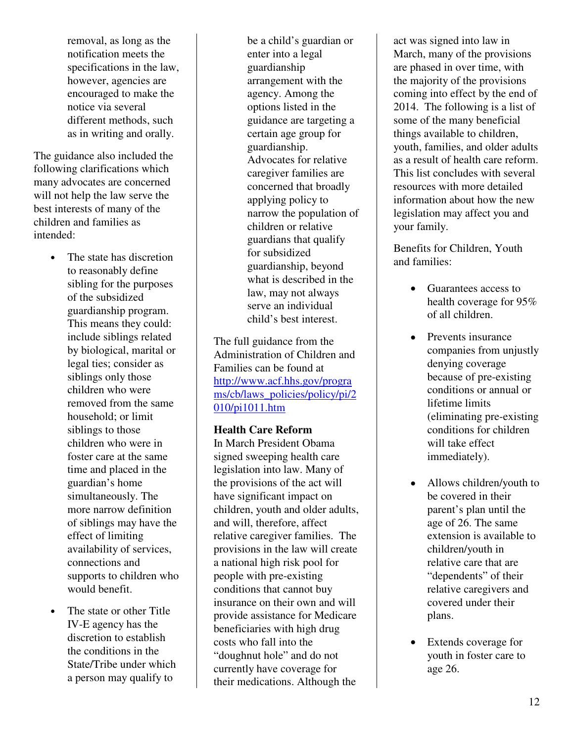removal, as long as the notification meets the specifications in the law, however, agencies are encouraged to make the notice via several different methods, such as in writing and orally.

The guidance also included the following clarifications which many advocates are concerned will not help the law serve the best interests of many of the children and families as intended:

- The state has discretion to reasonably define sibling for the purposes of the subsidized guardianship program. This means they could: include siblings related by biological, marital or legal ties; consider as siblings only those children who were removed from the same household; or limit siblings to those children who were in foster care at the same time and placed in the guardian's home simultaneously. The more narrow definition of siblings may have the effect of limiting availability of services, connections and supports to children who would benefit.

- The state or other Title IV-E agency has the discretion to establish the conditions in the State/Tribe under which a person may qualify to be a child's guardian or enter into a legal guardianship arrangement with the agency. Among the options listed in the guidance are targeting a certain age group for guardianship. Advocates for relative caregiver families are concerned that broadly applying policy to narrow the population of children or relative guardians that qualify for subsidized guardianship, beyond what is described in the law, may not always serve an individual child's best interest.

The full guidance from the Administration of Children and Families can be found at [http://www.acf.hhs.gov/programs/cb/laws_policies/policy/pi/2010/pi1011.htm](http://www.acf.hhs.gov/programs/cb/laws_policies/policy/pi/2010/pi1011.htm)

**Health Care Reform**
In March President Obama signed sweeping health care legislation into law. Many of the provisions of the act will have significant impact on children, youth and older adults, and will, therefore, affect relative caregiver families. The provisions in the law will create a national high risk pool for people with pre-existing conditions that cannot buy insurance on their own and will provide assistance for Medicare beneficiaries with high drug costs who fall into the "doughnut hole" and do not currently have coverage for their medications. Although the act was signed into law in March, many of the provisions are phased in over time, with the majority of the provisions coming into effect by the end of 2014. The following is a list of some of the many beneficial things available to children, youth, families, and older adults as a result of health care reform. This list concludes with several resources with more detailed information about how the new legislation may affect you and your family.

Benefits for Children, Youth and families:

- Guarantees access to health coverage for 95% of all children.

- Prevents insurance companies from unjustly denying coverage because of pre-existing conditions or annual or lifetime limits (eliminating pre-existing conditions for children will take effect immediately).

- Allows children/youth to be covered in their parent's plan until the age of 26. The same extension is available to children/youth in relative care that are "dependents" of their relative caregivers and covered under their plans.

- Extends coverage for youth in foster care to age 26.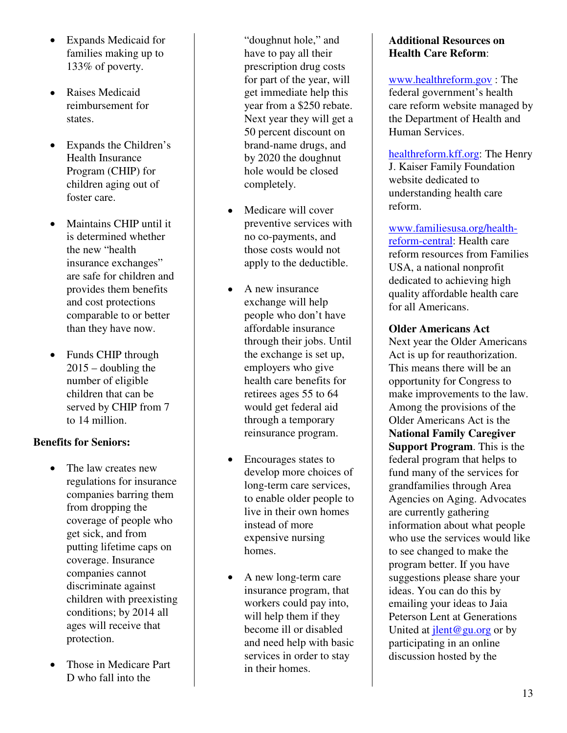- Expands Medicaid for families making up to 133% of poverty.

- Raises Medicaid reimbursement for states.

- Expands the Children's Health Insurance Program (CHIP) for children aging out of foster care.

- Maintains CHIP until it is determined whether the new "health insurance exchanges" are safe for children and provides them benefits and cost protections comparable to or better than they have now.

- Funds CHIP through 2015 – doubling the number of eligible children that can be served by CHIP from 7 to 14 million.

**Benefits for Seniors:**

- The law creates new regulations for insurance companies barring them from dropping the coverage of people who get sick, and from putting lifetime caps on coverage. Insurance companies cannot discriminate against children with preexisting conditions; by 2014 all ages will receive that protection.

- Those in Medicare Part D who fall into the "doughnut hole," and have to pay all their prescription drug costs for part of the year, will get immediate help this year from a $250 rebate. Next year they will get a 50 percent discount on brand-name drugs, and by 2020 the doughnut hole would be closed completely.

- Medicare will cover preventive services with no co-payments, and those costs would not apply to the deductible.

- A new insurance exchange will help people who don't have affordable insurance through their jobs. Until the exchange is set up, employers who give health care benefits for retirees ages 55 to 64 would get federal aid through a temporary reinsurance program.

- Encourages states to develop more choices of long-term care services, to enable older people to live in their own homes instead of more expensive nursing homes.

- A new long-term care insurance program, that workers could pay into, will help them if they become ill or disabled and need help with basic services in order to stay in their homes.

**Additional Resources on Health Care Reform**:

www.healthreform.gov : The federal government's health care reform website managed by the Department of Health and Human Services.

healthreform.kff.org: The Henry J. Kaiser Family Foundation website dedicated to understanding health care reform.

www.familiesusa.org/health-reform-central: Health care reform resources from Families USA, a national nonprofit dedicated to achieving high quality affordable health care for all Americans.

**Older Americans Act**

Next year the Older Americans Act is up for reauthorization. This means there will be an opportunity for Congress to make improvements to the law. Among the provisions of the Older Americans Act is the **National Family Caregiver Support Program**. This is the federal program that helps to fund many of the services for grandfamilies through Area Agencies on Aging. Advocates are currently gathering information about what people who use the services would like to see changed to make the program better. If you have suggestions please share your ideas. You can do this by emailing your ideas to Jaia Peterson Lent at Generations United at jlent@gu.org or by participating in an online discussion hosted by the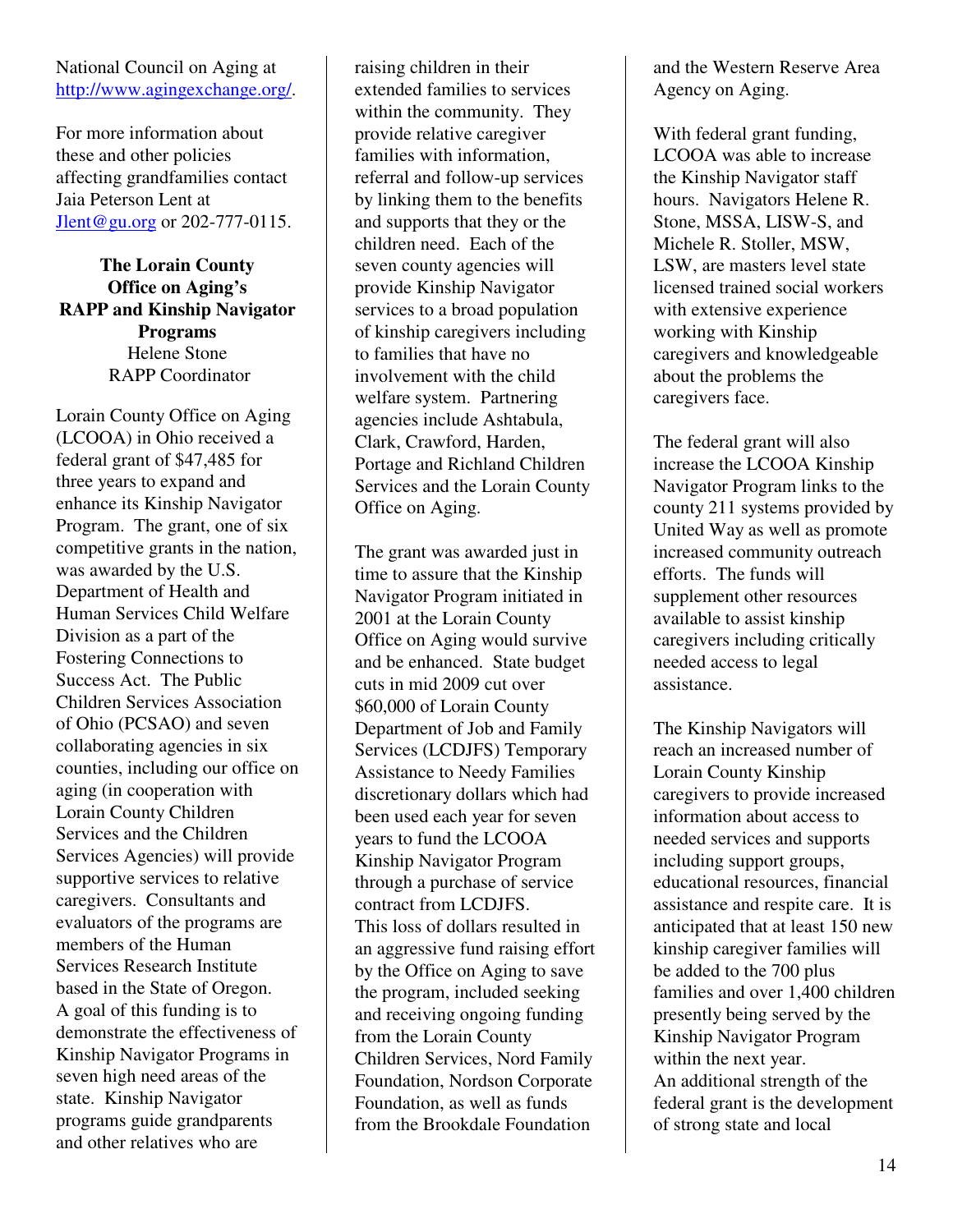National Council on Aging at http://www.agingexchange.org/.

For more information about these and other policies affecting grandfamilies contact Jaia Peterson Lent at Jlent@gu.org or 202-777-0115.

## The Lorain County Office on Aging's RAPP and Kinship Navigator Programs

Helene Stone
RAPP Coordinator

Lorain County Office on Aging (LCOOA) in Ohio received a federal grant of $47,485 for three years to expand and enhance its Kinship Navigator Program. The grant, one of six competitive grants in the nation, was awarded by the U.S. Department of Health and Human Services Child Welfare Division as a part of the Fostering Connections to Success Act. The Public Children Services Association of Ohio (PCSAO) and seven collaborating agencies in six counties, including our office on aging (in cooperation with Lorain County Children Services and the Children Services Agencies) will provide supportive services to relative caregivers. Consultants and evaluators of the programs are members of the Human Services Research Institute based in the State of Oregon. A goal of this funding is to demonstrate the effectiveness of Kinship Navigator Programs in seven high need areas of the state. Kinship Navigator programs guide grandparents and other relatives who are raising children in their extended families to services within the community. They provide relative caregiver families with information, referral and follow-up services by linking them to the benefits and supports that they or the children need. Each of the seven county agencies will provide Kinship Navigator services to a broad population of kinship caregivers including to families that have no involvement with the child welfare system. Partnering agencies include Ashtabula, Clark, Crawford, Harden, Portage and Richland Children Services and the Lorain County Office on Aging.

The grant was awarded just in time to assure that the Kinship Navigator Program initiated in 2001 at the Lorain County Office on Aging would survive and be enhanced. State budget cuts in mid 2009 cut over $60,000 of Lorain County Department of Job and Family Services (LCDJFS) Temporary Assistance to Needy Families discretionary dollars which had been used each year for seven years to fund the LCOOA Kinship Navigator Program through a purchase of service contract from LCDJFS. This loss of dollars resulted in an aggressive fund raising effort by the Office on Aging to save the program, included seeking and receiving ongoing funding from the Lorain County Children Services, Nord Family Foundation, Nordson Corporate Foundation, as well as funds from the Brookdale Foundation and the Western Reserve Area Agency on Aging.

With federal grant funding, LCOOA was able to increase the Kinship Navigator staff hours. Navigators Helene R. Stone, MSSA, LISW-S, and Michele R. Stoller, MSW, LSW, are masters level state licensed trained social workers with extensive experience working with Kinship caregivers and knowledgeable about the problems the caregivers face.

The federal grant will also increase the LCOOA Kinship Navigator Program links to the county 211 systems provided by United Way as well as promote increased community outreach efforts. The funds will supplement other resources available to assist kinship caregivers including critically needed access to legal assistance.

The Kinship Navigators will reach an increased number of Lorain County Kinship caregivers to provide increased information about access to needed services and supports including support groups, educational resources, financial assistance and respite care. It is anticipated that at least 150 new kinship caregiver families will be added to the 700 plus families and over 1,400 children presently being served by the Kinship Navigator Program within the next year.
An additional strength of the federal grant is the development of strong state and local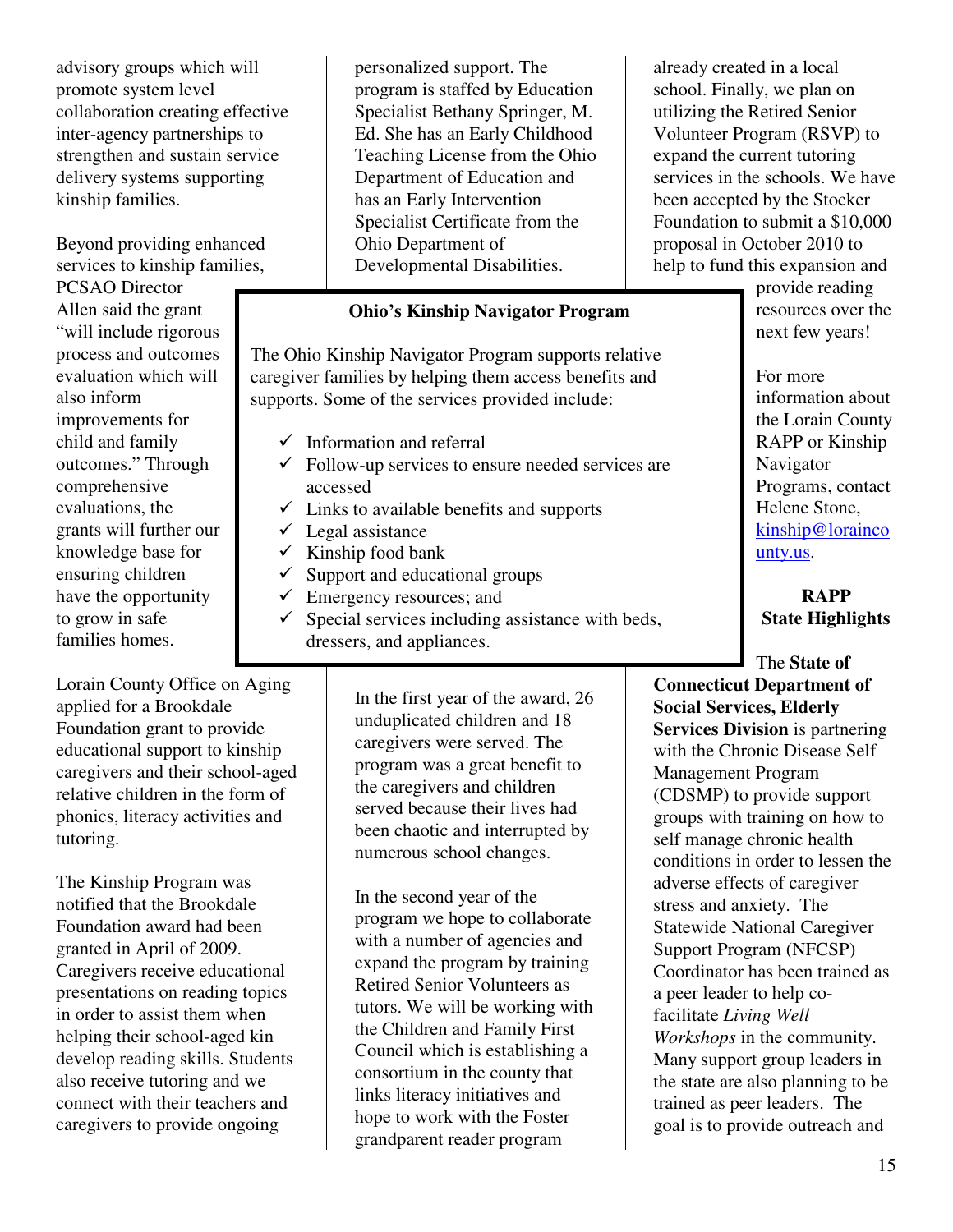advisory groups which will promote system level collaboration creating effective inter-agency partnerships to strengthen and sustain service delivery systems supporting kinship families.

Beyond providing enhanced services to kinship families, PCSAO Director Allen said the grant "will include rigorous process and outcomes evaluation which will also inform improvements for child and family outcomes." Through comprehensive evaluations, the grants will further our knowledge base for ensuring children have the opportunity to grow in safe families homes.

Lorain County Office on Aging applied for a Brookdale Foundation grant to provide educational support to kinship caregivers and their school-aged relative children in the form of phonics, literacy activities and tutoring.

The Kinship Program was notified that the Brookdale Foundation award had been granted in April of 2009. Caregivers receive educational presentations on reading topics in order to assist them when helping their school-aged kin develop reading skills. Students also receive tutoring and we connect with their teachers and caregivers to provide ongoing personalized support. The program is staffed by Education Specialist Bethany Springer, M. Ed. She has an Early Childhood Teaching License from the Ohio Department of Education and has an Early Intervention Specialist Certificate from the Ohio Department of Developmental Disabilities.

In the first year of the award, 26 unduplicated children and 18 caregivers were served. The program was a great benefit to the caregivers and children served because their lives had been chaotic and interrupted by numerous school changes.

In the second year of the program we hope to collaborate with a number of agencies and expand the program by training Retired Senior Volunteers as tutors. We will be working with the Children and Family First Council which is establishing a consortium in the county that links literacy initiatives and hope to work with the Foster grandparent reader program already created in a local school. Finally, we plan on utilizing the Retired Senior Volunteer Program (RSVP) to expand the current tutoring services in the schools. We have been accepted by the Stocker Foundation to submit a $10,000 proposal in October 2010 to help to fund this expansion and provide reading resources over the next few years!

For more information about the Lorain County RAPP or Kinship Navigator Programs, contact Helene Stone, kinship@loraincounty.us.

**Ohio's Kinship Navigator Program**

The Ohio Kinship Navigator Program supports relative caregiver families by helping them access benefits and supports. Some of the services provided include:

- ✓ Information and referral
- ✓ Follow-up services to ensure needed services are accessed
- ✓ Links to available benefits and supports
- ✓ Legal assistance
- ✓ Kinship food bank
- ✓ Support and educational groups
- ✓ Emergency resources; and
- ✓ Special services including assistance with beds, dressers, and appliances.

## RAPP State Highlights

The **State of Connecticut Department of Social Services, Elderly Services Division** is partnering with the Chronic Disease Self Management Program (CDSMP) to provide support groups with training on how to self manage chronic health conditions in order to lessen the adverse effects of caregiver stress and anxiety. The Statewide National Caregiver Support Program (NFCSP) Coordinator has been trained as a peer leader to help co-facilitate *Living Well Workshops* in the community. Many support group leaders in the state are also planning to be trained as peer leaders. The goal is to provide outreach and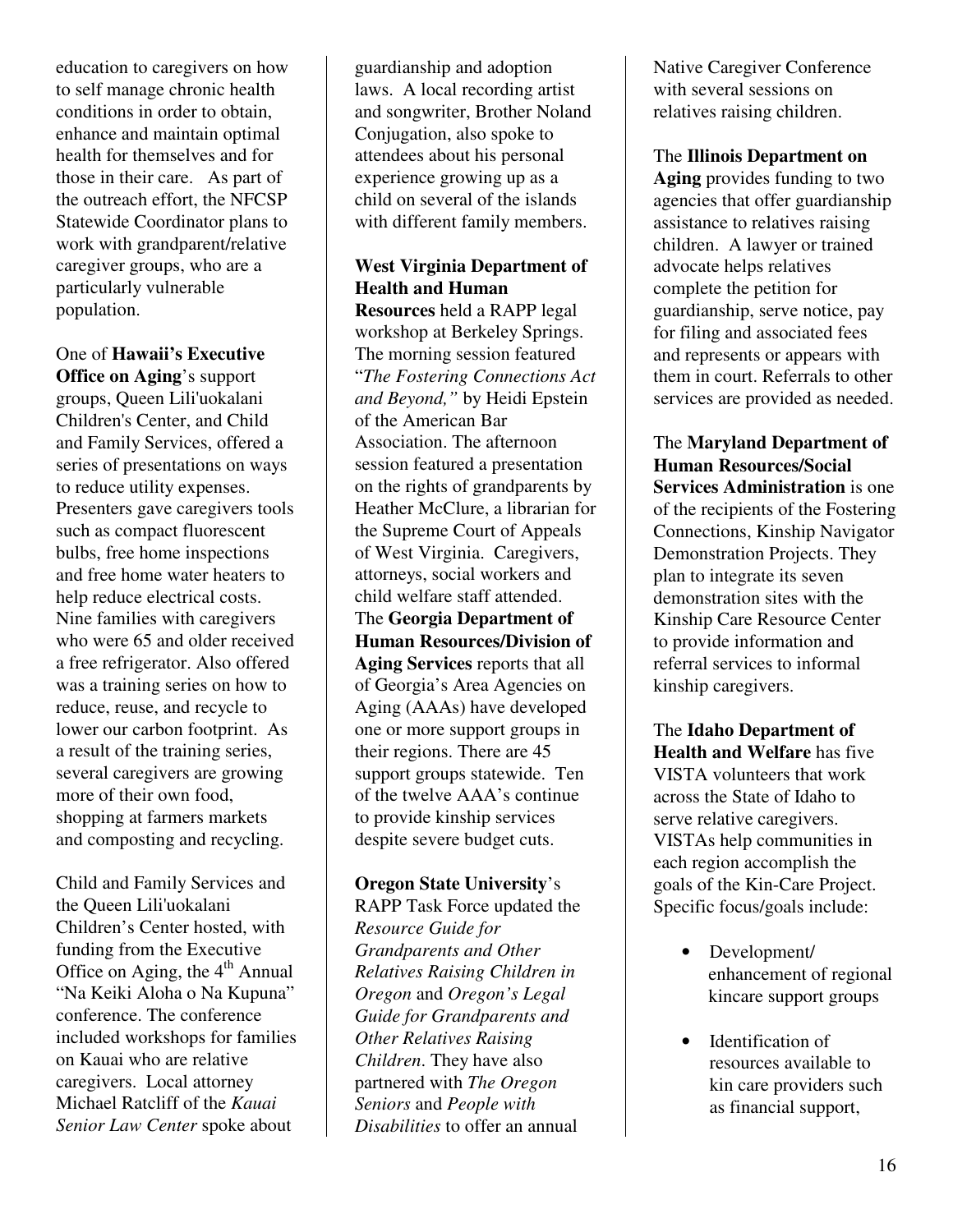education to caregivers on how to self manage chronic health conditions in order to obtain, enhance and maintain optimal health for themselves and for those in their care. As part of the outreach effort, the NFCSP Statewide Coordinator plans to work with grandparent/relative caregiver groups, who are a particularly vulnerable population.

One of **Hawaii's Executive Office on Aging**'s support groups, Queen Lili'uokalani Children's Center, and Child and Family Services, offered a series of presentations on ways to reduce utility expenses. Presenters gave caregivers tools such as compact fluorescent bulbs, free home inspections and free home water heaters to help reduce electrical costs. Nine families with caregivers who were 65 and older received a free refrigerator. Also offered was a training series on how to reduce, reuse, and recycle to lower our carbon footprint. As a result of the training series, several caregivers are growing more of their own food, shopping at farmers markets and composting and recycling.

Child and Family Services and the Queen Lili'uokalani Children's Center hosted, with funding from the Executive Office on Aging, the 4th Annual "Na Keiki Aloha o Na Kupuna" conference. The conference included workshops for families on Kauai who are relative caregivers. Local attorney Michael Ratcliff of the *Kauai Senior Law Center* spoke about guardianship and adoption laws. A local recording artist and songwriter, Brother Noland Conjugation, also spoke to attendees about his personal experience growing up as a child on several of the islands with different family members.

**West Virginia Department of Health and Human Resources** held a RAPP legal workshop at Berkeley Springs. The morning session featured "*The Fostering Connections Act and Beyond,"* by Heidi Epstein of the American Bar Association. The afternoon session featured a presentation on the rights of grandparents by Heather McClure, a librarian for the Supreme Court of Appeals of West Virginia. Caregivers, attorneys, social workers and child welfare staff attended.

The **Georgia Department of Human Resources/Division of Aging Services** reports that all of Georgia's Area Agencies on Aging (AAAs) have developed one or more support groups in their regions. There are 45 support groups statewide. Ten of the twelve AAA's continue to provide kinship services despite severe budget cuts.

**Oregon State University**'s RAPP Task Force updated the *Resource Guide for Grandparents and Other Relatives Raising Children in Oregon* and *Oregon's Legal Guide for Grandparents and Other Relatives Raising Children*. They have also partnered with *The Oregon Seniors* and *People with Disabilities* to offer an annual Native Caregiver Conference with several sessions on relatives raising children.

The **Illinois Department on Aging** provides funding to two agencies that offer guardianship assistance to relatives raising children. A lawyer or trained advocate helps relatives complete the petition for guardianship, serve notice, pay for filing and associated fees and represents or appears with them in court. Referrals to other services are provided as needed.

The **Maryland Department of Human Resources/Social Services Administration** is one of the recipients of the Fostering Connections, Kinship Navigator Demonstration Projects. They plan to integrate its seven demonstration sites with the Kinship Care Resource Center to provide information and referral services to informal kinship caregivers.

The **Idaho Department of Health and Welfare** has five VISTA volunteers that work across the State of Idaho to serve relative caregivers. VISTAs help communities in each region accomplish the goals of the Kin-Care Project. Specific focus/goals include:

- Development/ enhancement of regional kincare support groups
- Identification of resources available to kin care providers such as financial support,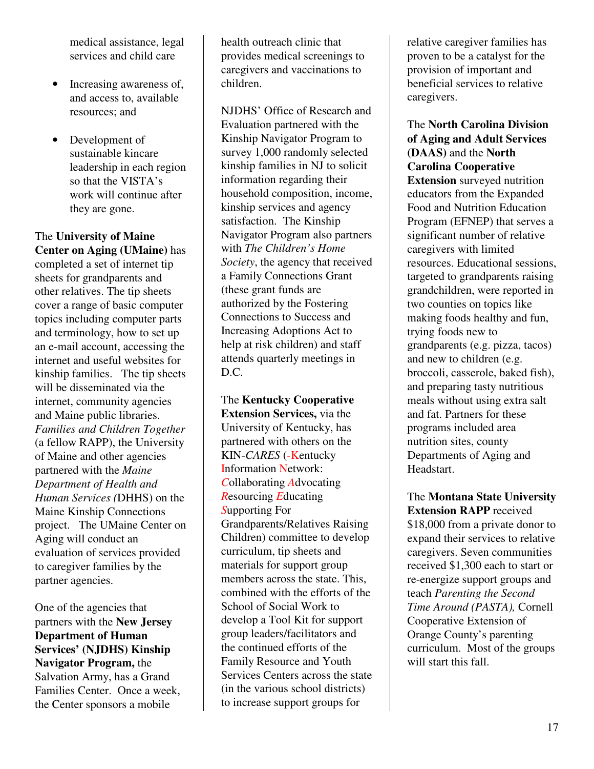medical assistance, legal services and child care

- Increasing awareness of, and access to, available resources; and
- Development of sustainable kincare leadership in each region so that the VISTA's work will continue after they are gone.

The **University of Maine Center on Aging (UMaine)** has completed a set of internet tip sheets for grandparents and other relatives. The tip sheets cover a range of basic computer topics including computer parts and terminology, how to set up an e-mail account, accessing the internet and useful websites for kinship families. The tip sheets will be disseminated via the internet, community agencies and Maine public libraries. *Families and Children Together* (a fellow RAPP), the University of Maine and other agencies partnered with the *Maine Department of Health and Human Services (*DHHS) on the Maine Kinship Connections project. The UMaine Center on Aging will conduct an evaluation of services provided to caregiver families by the partner agencies.

One of the agencies that partners with the **New Jersey Department of Human Services' (NJDHS) Kinship Navigator Program,** the Salvation Army, has a Grand Families Center. Once a week, the Center sponsors a mobile health outreach clinic that provides medical screenings to caregivers and vaccinations to children.

NJDHS' Office of Research and Evaluation partnered with the Kinship Navigator Program to survey 1,000 randomly selected kinship families in NJ to solicit information regarding their household composition, income, kinship services and agency satisfaction. The Kinship Navigator Program also partners with *The Children's Home Society*, the agency that received a Family Connections Grant (these grant funds are authorized by the Fostering Connections to Success and Increasing Adoptions Act to help at risk children) and staff attends quarterly meetings in D.C.

The **Kentucky Cooperative Extension Services,** via the University of Kentucky, has partnered with others on the KIN-*CARES* (-Kentucky Information Network: *C*ollaborating *A*dvocating *R*esourcing *E*ducating *S*upporting For Grandparents/Relatives Raising Children) committee to develop curriculum, tip sheets and materials for support group members across the state. This, combined with the efforts of the School of Social Work to develop a Tool Kit for support group leaders/facilitators and the continued efforts of the Family Resource and Youth Services Centers across the state (in the various school districts) to increase support groups for relative caregiver families has proven to be a catalyst for the provision of important and beneficial services to relative caregivers.

The **North Carolina Division of Aging and Adult Services (DAAS)** and the **North Carolina Cooperative Extension** surveyed nutrition educators from the Expanded Food and Nutrition Education Program (EFNEP) that serves a significant number of relative caregivers with limited resources. Educational sessions, targeted to grandparents raising grandchildren, were reported in two counties on topics like making foods healthy and fun, trying foods new to grandparents (e.g. pizza, tacos) and new to children (e.g. broccoli, casserole, baked fish), and preparing tasty nutritious meals without using extra salt and fat. Partners for these programs included area nutrition sites, county Departments of Aging and Headstart.

The **Montana State University Extension RAPP** received $18,000 from a private donor to expand their services to relative caregivers. Seven communities received $1,300 each to start or re-energize support groups and teach *Parenting the Second Time Around (PASTA),* Cornell Cooperative Extension of Orange County's parenting curriculum. Most of the groups will start this fall.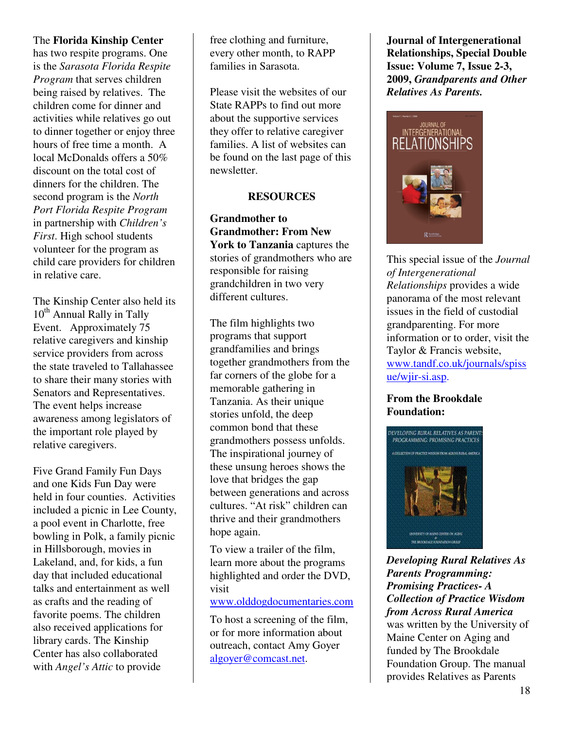The **Florida Kinship Center** has two respite programs. One is the *Sarasota Florida Respite Program* that serves children being raised by relatives. The children come for dinner and activities while relatives go out to dinner together or enjoy three hours of free time a month. A local McDonalds offers a 50% discount on the total cost of dinners for the children. The second program is the *North Port Florida Respite Program* in partnership with *Children's First*. High school students volunteer for the program as child care providers for children in relative care.

The Kinship Center also held its 10th Annual Rally in Tally Event. Approximately 75 relative caregivers and kinship service providers from across the state traveled to Tallahassee to share their many stories with Senators and Representatives. The event helps increase awareness among legislators of the important role played by relative caregivers.

Five Grand Family Fun Days and one Kids Fun Day were held in four counties. Activities included a picnic in Lee County, a pool event in Charlotte, free bowling in Polk, a family picnic in Hillsborough, movies in Lakeland, and, for kids, a fun day that included educational talks and entertainment as well as crafts and the reading of favorite poems. The children also received applications for library cards. The Kinship Center has also collaborated with *Angel's Attic* to provide free clothing and furniture, every other month, to RAPP families in Sarasota.

Please visit the websites of our State RAPPs to find out more about the supportive services they offer to relative caregiver families. A list of websites can be found on the last page of this newsletter.

## RESOURCES

**Grandmother to Grandmother: From New York to Tanzania** captures the stories of grandmothers who are responsible for raising grandchildren in two very different cultures.

The film highlights two programs that support grandfamilies and brings together grandmothers from the far corners of the globe for a memorable gathering in Tanzania. As their unique stories unfold, the deep common bond that these grandmothers possess unfolds. The inspirational journey of these unsung heroes shows the love that bridges the gap between generations and across cultures. "At risk" children can thrive and their grandmothers hope again.

To view a trailer of the film, learn more about the programs highlighted and order the DVD, visit www.olddogdocumentaries.com

To host a screening of the film, or for more information about outreach, contact Amy Goyer algoyer@comcast.net.

**Journal of Intergenerational Relationships, Special Double Issue: Volume 7, Issue 2-3, 2009, *Grandparents and Other Relatives As Parents.***

This special issue of the *Journal of Intergenerational Relationships* provides a wide panorama of the most relevant issues in the field of custodial grandparenting. For more information or to order, visit the Taylor & Francis website, www.tandf.co.uk/journals/spissue/wjir-si.asp.

**From the Brookdale Foundation:**

***Developing Rural Relatives As Parents Programming: Promising Practices- A Collection of Practice Wisdom from Across Rural America*** was written by the University of Maine Center on Aging and funded by The Brookdale Foundation Group. The manual provides Relatives as Parents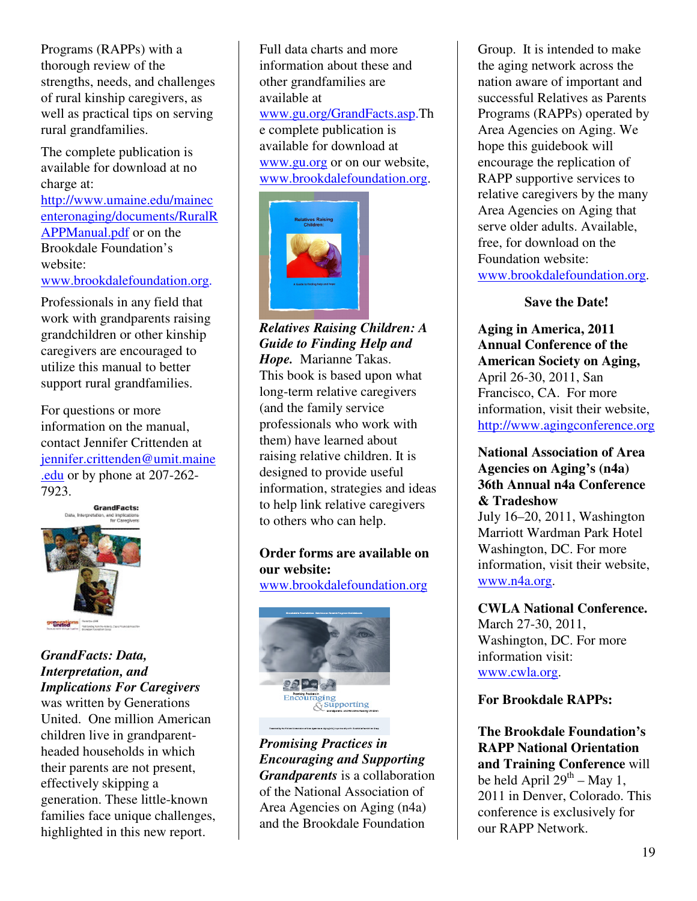Programs (RAPPs) with a thorough review of the strengths, needs, and challenges of rural kinship caregivers, as well as practical tips on serving rural grandfamilies.

The complete publication is available for download at no charge at: http://www.umaine.edu/mainecenteronaging/documents/RuralRAPPManual.pdf or on the Brookdale Foundation's website: www.brookdalefoundation.org.

Professionals in any field that work with grandparents raising grandchildren or other kinship caregivers are encouraged to utilize this manual to better support rural grandfamilies.

For questions or more information on the manual, contact Jennifer Crittenden at jennifer.crittenden@umit.maine.edu or by phone at 207-262-7923.

***GrandFacts: Data, Interpretation, and Implications For Caregivers*** was written by Generations United. One million American children live in grandparent-headed households in which their parents are not present, effectively skipping a generation. These little-known families face unique challenges, highlighted in this new report.

Full data charts and more information about these and other grandfamilies are available at www.gu.org/GrandFacts.asp.The complete publication is available for download at www.gu.org or on our website, www.brookdalefoundation.org.

***Relatives Raising Children: A Guide to Finding Help and Hope.*** Marianne Takas. This book is based upon what long-term relative caregivers (and the family service professionals who work with them) have learned about raising relative children. It is designed to provide useful information, strategies and ideas to help link relative caregivers to others who can help.

**Order forms are available on our website:** www.brookdalefoundation.org

***Promising Practices in Encouraging and Supporting Grandparents*** is a collaboration of the National Association of Area Agencies on Aging (n4a) and the Brookdale Foundation Group. It is intended to make the aging network across the nation aware of important and successful Relatives as Parents Programs (RAPPs) operated by Area Agencies on Aging. We hope this guidebook will encourage the replication of RAPP supportive services to relative caregivers by the many Area Agencies on Aging that serve older adults. Available, free, for download on the Foundation website: www.brookdalefoundation.org.

**Save the Date!**

**Aging in America, 2011 Annual Conference of the American Society on Aging,** April 26-30, 2011, San Francisco, CA. For more information, visit their website, http://www.agingconference.org

**National Association of Area Agencies on Aging's (n4a) 36th Annual n4a Conference & Tradeshow**
July 16–20, 2011, Washington Marriott Wardman Park Hotel Washington, DC. For more information, visit their website, www.n4a.org.

**CWLA National Conference.** March 27-30, 2011, Washington, DC. For more information visit: www.cwla.org.

**For Brookdale RAPPs:**

**The Brookdale Foundation's RAPP National Orientation and Training Conference** will be held April 29th – May 1, 2011 in Denver, Colorado. This conference is exclusively for our RAPP Network.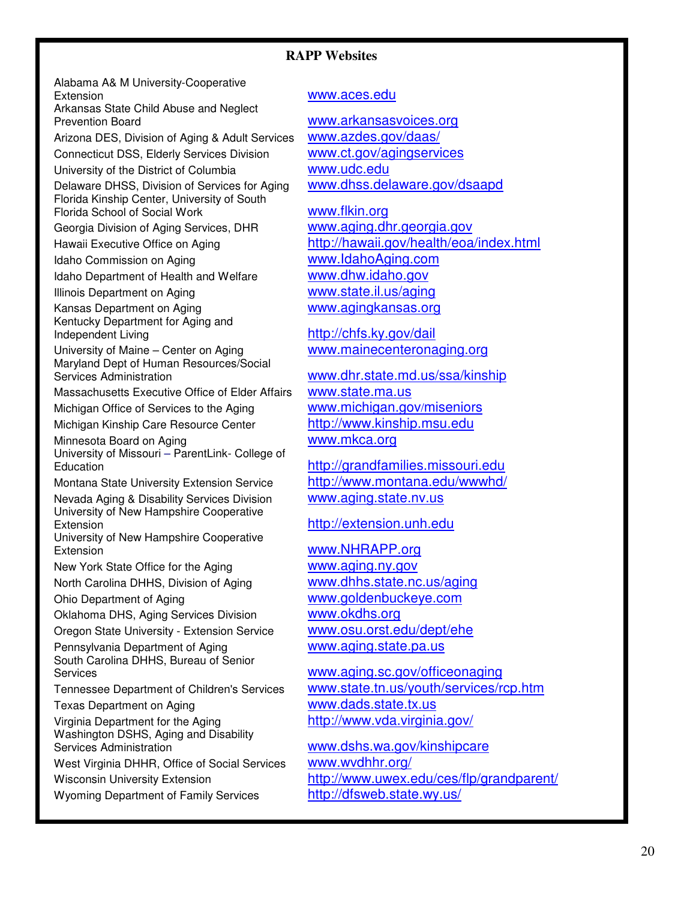## RAPP Websites

| | |
|---|---|
| Alabama A& M University-Cooperative Extension | www.aces.edu |
| Arkansas State Child Abuse and Neglect Prevention Board | www.arkansasvoices.org |
| Arizona DES, Division of Aging & Adult Services | www.azdes.gov/daas/ |
| Connecticut DSS, Elderly Services Division | www.ct.gov/agingservices |
| University of the District of Columbia | www.udc.edu |
| Delaware DHSS, Division of Services for Aging | www.dhss.delaware.gov/dsaapd |
| Florida Kinship Center, University of South Florida School of Social Work | www.flkin.org |
| Georgia Division of Aging Services, DHR | www.aging.dhr.georgia.gov |
| Hawaii Executive Office on Aging | http://hawaii.gov/health/eoa/index.html |
| Idaho Commission on Aging | www.IdahoAging.com |
| Idaho Department of Health and Welfare | www.dhw.idaho.gov |
| Illinois Department on Aging | www.state.il.us/aging |
| Kansas Department on Aging | www.agingkansas.org |
| Kentucky Department for Aging and Independent Living | http://chfs.ky.gov/dail |
| University of Maine – Center on Aging | www.mainecenteronaging.org |
| Maryland Dept of Human Resources/Social Services Administration | www.dhr.state.md.us/ssa/kinship |
| Massachusetts Executive Office of Elder Affairs | www.state.ma.us |
| Michigan Office of Services to the Aging | www.michigan.gov/miseniors |
| Michigan Kinship Care Resource Center | http://www.kinship.msu.edu |
| Minnesota Board on Aging | www.mkca.org |
| University of Missouri – ParentLink- College of Education | http://grandfamilies.missouri.edu |
| Montana State University Extension Service | http://www.montana.edu/wwwhd/ |
| Nevada Aging & Disability Services Division | www.aging.state.nv.us |
| University of New Hampshire Cooperative Extension | http://extension.unh.edu |
| University of New Hampshire Cooperative Extension | www.NHRAPP.org |
| New York State Office for the Aging | www.aging.ny.gov |
| North Carolina DHHS, Division of Aging | www.dhhs.state.nc.us/aging |
| Ohio Department of Aging | www.goldenbuckeye.com |
| Oklahoma DHS, Aging Services Division | www.okdhs.org |
| Oregon State University - Extension Service | www.osu.orst.edu/dept/ehe |
| Pennsylvania Department of Aging | www.aging.state.pa.us |
| South Carolina DHHS, Bureau of Senior Services | www.aging.sc.gov/officeonaging |
| Tennessee Department of Children's Services | www.state.tn.us/youth/services/rcp.htm |
| Texas Department on Aging | www.dads.state.tx.us |
| Virginia Department for the Aging | http://www.vda.virginia.gov/ |
| Washington DSHS, Aging and Disability Services Administration | www.dshs.wa.gov/kinshipcare |
| West Virginia DHHR, Office of Social Services | www.wvdhhr.org/ |
| Wisconsin University Extension | http://www.uwex.edu/ces/flp/grandparent/ |
| Wyoming Department of Family Services | http://dfsweb.state.wy.us/ |